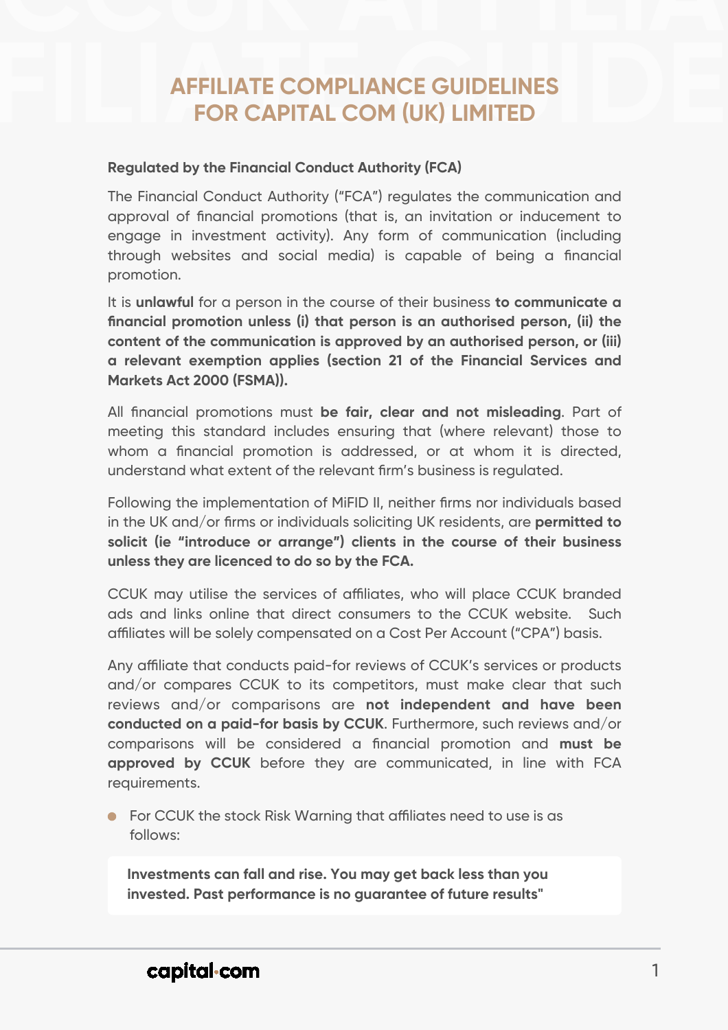# AFFILIATE COMPLIANCE GUIDELINES FOR CAPITAL COM (UK) LIMITED

**Regulated by the Financial Conduct Authority (FCA)**

The Financial Conduct Authority ("FCA") regulates the communication and approval of financial promotions (that is, an invitation or inducement to engage in investment activity). Any form of communication (including through websites and social media) is capable of being a financial promotion.

It is **unlawful** for a person in the course of their business **to communicate a financial promotion unless (i) that person is an authorised person, (ii) the content of the communication is approved by an authorised person, or (iii) a relevant exemption applies (section 21 of the Financial Services and Markets Act 2000 (FSMA)).**

All financial promotions must **be fair, clear and not misleading**. Part of meeting this standard includes ensuring that (where relevant) those to whom a financial promotion is addressed, or at whom it is directed, understand what extent of the relevant firm's business is regulated.

Following the implementation of MiFID II, neither firms nor individuals based in the UK and/or firms or individuals soliciting UK residents, are **permitted to solicit (ie "introduce or arrange") clients in the course of their business unless they are licenced to do so by the FCA.**

CCUK may utilise the services of affiliates, who will place CCUK branded ads and links online that direct consumers to the CCUK website. Such affiliates will be solely compensated on a Cost Per Account ("CPA") basis.

Any affiliate that conducts paid-for reviews of CCUK's services or products and/or compares CCUK to its competitors, must make clear that such reviews and/or comparisons are **not independent and have been conducted on a paid-for basis by CCUK**. Furthermore, such reviews and/or comparisons will be considered a financial promotion and **must be approved by CCUK** before they are communicated, in line with FCA requirements.

- For CCUK the stock Risk Warning that affiliates need to use is as follows:

> **Investments can fall and rise. You may get back less than you invested. Past performance is no guarantee of future results"**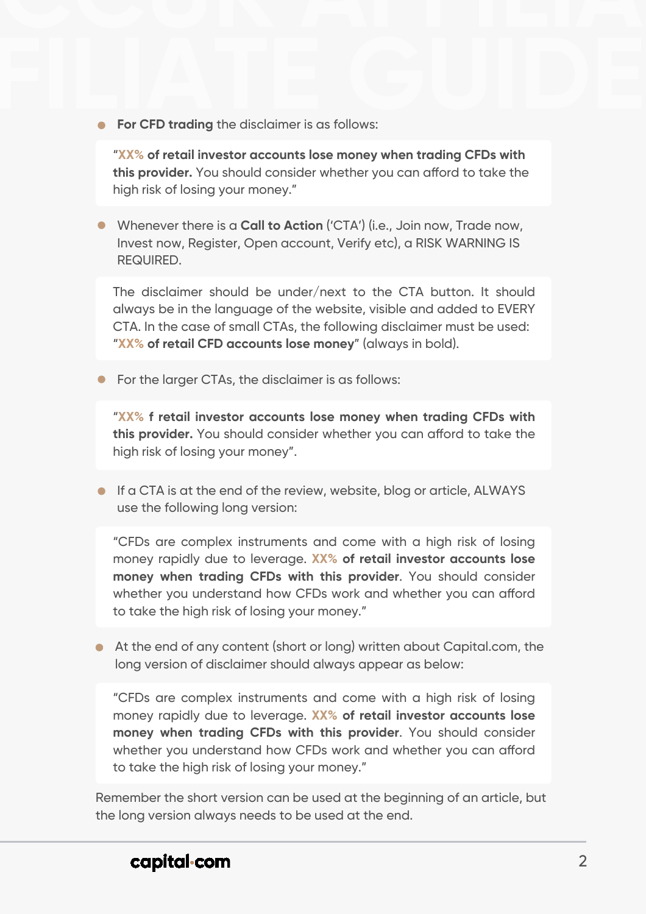- **For CFD trading** the disclaimer is as follows:

> "**XX% of retail investor accounts lose money when trading CFDs with this provider.** You should consider whether you can afford to take the high risk of losing your money."

- Whenever there is a **Call to Action** ('CTA') (i.e., Join now, Trade now, Invest now, Register, Open account, Verify etc), a RISK WARNING IS REQUIRED.

> The disclaimer should be under/next to the CTA button. It should always be in the language of the website, visible and added to EVERY CTA. In the case of small CTAs, the following disclaimer must be used: "**XX% of retail CFD accounts lose money**" (always in bold).

- For the larger CTAs, the disclaimer is as follows:

> "**XX% f retail investor accounts lose money when trading CFDs with this provider.** You should consider whether you can afford to take the high risk of losing your money".

- If a CTA is at the end of the review, website, blog or article, ALWAYS use the following long version:

> "CFDs are complex instruments and come with a high risk of losing money rapidly due to leverage. **XX% of retail investor accounts lose money when trading CFDs with this provider**. You should consider whether you understand how CFDs work and whether you can afford to take the high risk of losing your money."

- At the end of any content (short or long) written about Capital.com, the long version of disclaimer should always appear as below:

> "CFDs are complex instruments and come with a high risk of losing money rapidly due to leverage. **XX% of retail investor accounts lose money when trading CFDs with this provider**. You should consider whether you understand how CFDs work and whether you can afford to take the high risk of losing your money."

Remember the short version can be used at the beginning of an article, but the long version always needs to be used at the end.